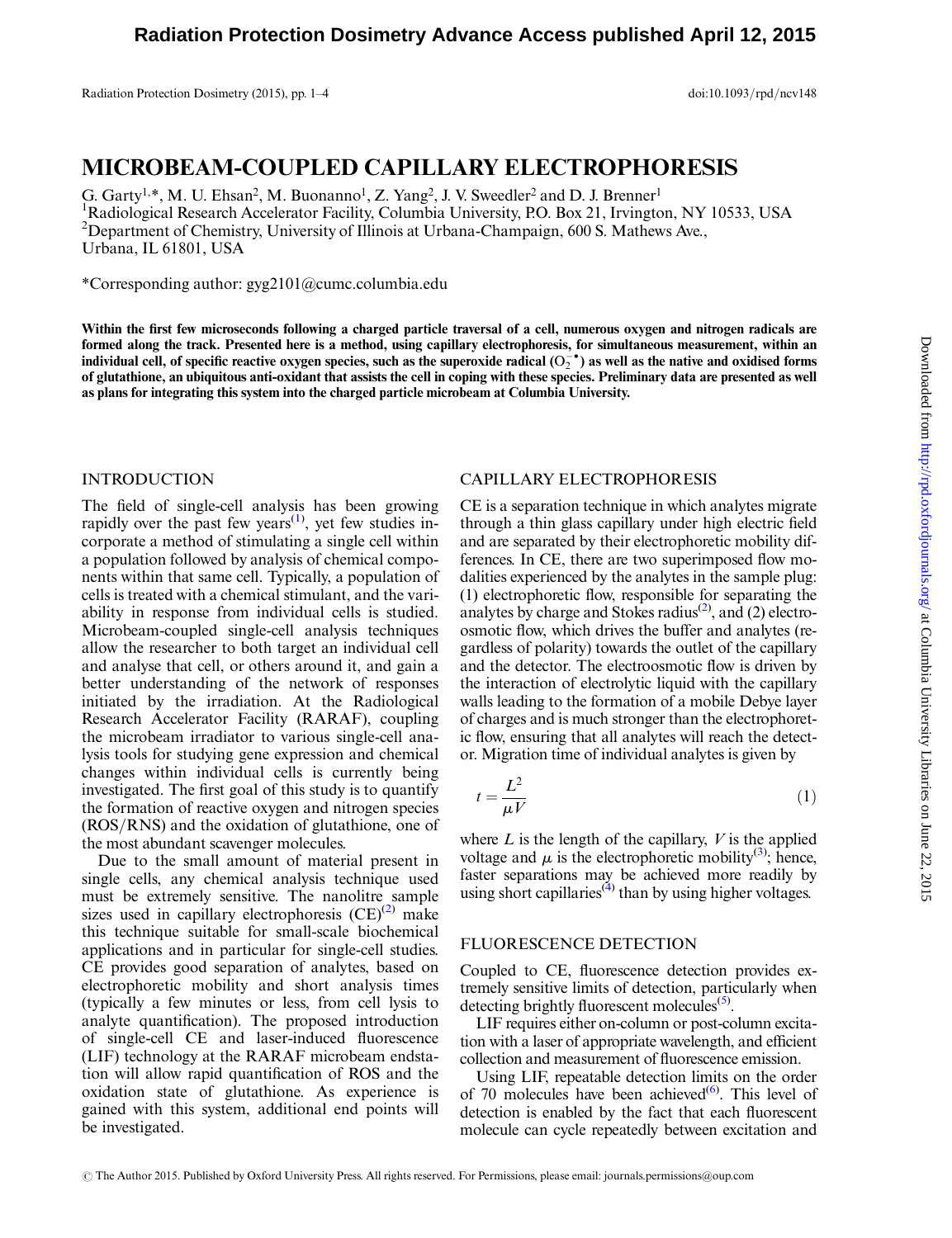# MICROBEAM-COUPLED CAPILLARY ELECTROPHORESIS

G. Garty[1,*], M. U. Ehsan[2], M. Buonanno[1], Z. Yang[2], J. V. Sweedler[2] and D. J. Brenner[1]

[1]Radiological Research Accelerator Facility, Columbia University, P.O. Box 21, Irvington, NY 10533, USA

[2]Department of Chemistry, University of Illinois at Urbana-Champaign, 600 S. Mathews Ave., Urbana, IL 61801, USA

*Corresponding author: gyg2101@cumc.columbia.edu

**Within the first few microseconds following a charged particle traversal of a cell, numerous oxygen and nitrogen radicals are formed along the track. Presented here is a method, using capillary electrophoresis, for simultaneous measurement, within an individual cell, of specific reactive oxygen species, such as the superoxide radical ($O_2^{-\bullet}$) as well as the native and oxidised forms of glutathione, an ubiquitous anti-oxidant that assists the cell in coping with these species. Preliminary data are presented as well as plans for integrating this system into the charged particle microbeam at Columbia University.**

## INTRODUCTION

The field of single-cell analysis has been growing rapidly over the past few years[1], yet few studies incorporate a method of stimulating a single cell within a population followed by analysis of chemical components within that same cell. Typically, a population of cells is treated with a chemical stimulant, and the variability in response from individual cells is studied. Microbeam-coupled single-cell analysis techniques allow the researcher to both target an individual cell and analyse that cell, or others around it, and gain a better understanding of the network of responses initiated by the irradiation. At the Radiological Research Accelerator Facility (RARAF), coupling the microbeam irradiator to various single-cell analysis tools for studying gene expression and chemical changes within individual cells is currently being investigated. The first goal of this study is to quantify the formation of reactive oxygen and nitrogen species (ROS/RNS) and the oxidation of glutathione, one of the most abundant scavenger molecules.

Due to the small amount of material present in single cells, any chemical analysis technique used must be extremely sensitive. The nanolitre sample sizes used in capillary electrophoresis (CE)[2] make this technique suitable for small-scale biochemical applications and in particular for single-cell studies. CE provides good separation of analytes, based on electrophoretic mobility and short analysis times (typically a few minutes or less, from cell lysis to analyte quantification). The proposed introduction of single-cell CE and laser-induced fluorescence (LIF) technology at the RARAF microbeam endstation will allow rapid quantification of ROS and the oxidation state of glutathione. As experience is gained with this system, additional end points will be investigated.

## CAPILLARY ELECTROPHORESIS

CE is a separation technique in which analytes migrate through a thin glass capillary under high electric field and are separated by their electrophoretic mobility differences. In CE, there are two superimposed flow modalities experienced by the analytes in the sample plug: (1) electrophoretic flow, responsible for separating the analytes by charge and Stokes radius[2], and (2) electroosmotic flow, which drives the buffer and analytes (regardless of polarity) towards the outlet of the capillary and the detector. The electroosmotic flow is driven by the interaction of electrolytic liquid with the capillary walls leading to the formation of a mobile Debye layer of charges and is much stronger than the electrophoretic flow, ensuring that all analytes will reach the detector. Migration time of individual analytes is given by

$$t = \frac{L^2}{\mu V} \tag{1}$$

where $L$ is the length of the capillary, $V$ is the applied voltage and $\mu$ is the electrophoretic mobility[3]; hence, faster separations may be achieved more readily by using short capillaries[4] than by using higher voltages.

## FLUORESCENCE DETECTION

Coupled to CE, fluorescence detection provides extremely sensitive limits of detection, particularly when detecting brightly fluorescent molecules[5].

LIF requires either on-column or post-column excitation with a laser of appropriate wavelength, and efficient collection and measurement of fluorescence emission.

Using LIF, repeatable detection limits on the order of 70 molecules have been achieved[6]. This level of detection is enabled by the fact that each fluorescent molecule can cycle repeatedly between excitation and

© The Author 2015. Published by Oxford University Press. All rights reserved. For Permissions, please email: journals.permissions@oup.com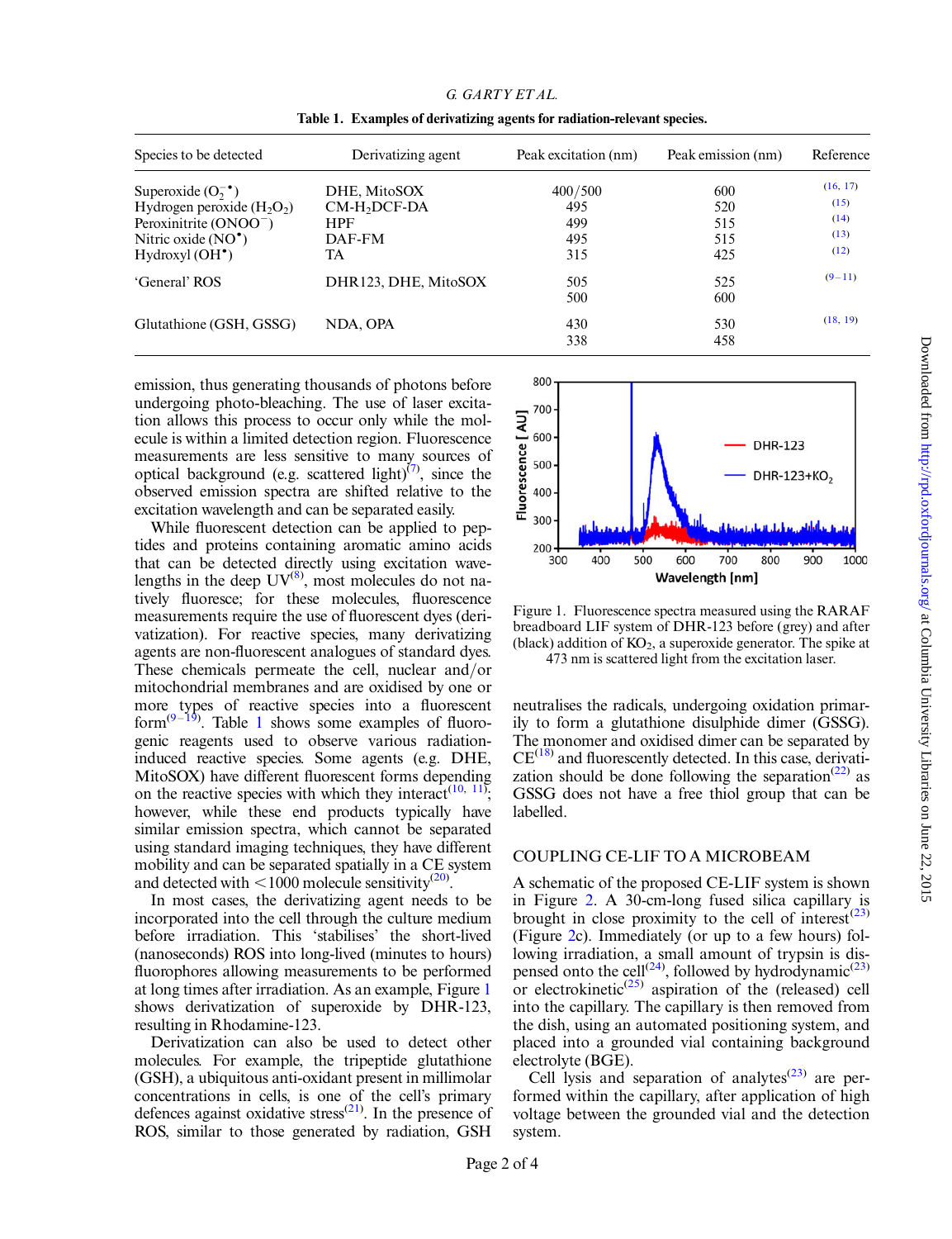**Table 1. Examples of derivatizing agents for radiation-relevant species.**

| Species to be detected | Derivatizing agent | Peak excitation (nm) | Peak emission (nm) | Reference |
|---|---|---|---|---|
| Superoxide ($O_2^{-\bullet}$) | DHE, MitoSOX | 400/500 | 600 | (16, 17) |
| Hydrogen peroxide ($H_2O_2$) | CM-$H_2$DCF-DA | 495 | 520 | (15) |
| Peroxinitrite ($ONOO^-$) | HPF | 499 | 515 | (14) |
| Nitric oxide ($NO^\bullet$) | DAF-FM | 495 | 515 | (13) |
| Hydroxyl ($OH^\bullet$) | TA | 315 | 425 | (12) |
| 'General' ROS | DHR123, DHE, MitoSOX | 505<br>500 | 525<br>600 | (9–11) |
| Glutathione (GSH, GSSG) | NDA, OPA | 430<br>338 | 530<br>458 | (18, 19) |

emission, thus generating thousands of photons before undergoing photo-bleaching. The use of laser excitation allows this process to occur only while the molecule is within a limited detection region. Fluorescence measurements are less sensitive to many sources of optical background (e.g. scattered light)[7], since the observed emission spectra are shifted relative to the excitation wavelength and can be separated easily.

While fluorescent detection can be applied to peptides and proteins containing aromatic amino acids that can be detected directly using excitation wavelengths in the deep UV[8], most molecules do not natively fluoresce; for these molecules, fluorescence measurements require the use of fluorescent dyes (derivatization). For reactive species, many derivatizing agents are non-fluorescent analogues of standard dyes. These chemicals permeate the cell, nuclear and/or mitochondrial membranes and are oxidised by one or more types of reactive species into a fluorescent form[9–19]. Table 1 shows some examples of fluorogenic reagents used to observe various radiation-induced reactive species. Some agents (e.g. DHE, MitoSOX) have different fluorescent forms depending on the reactive species with which they interact[10, 11]; however, while these end products typically have similar emission spectra, which cannot be separated using standard imaging techniques, they have different mobility and can be separated spatially in a CE system and detected with <1000 molecule sensitivity[20].

In most cases, the derivatizing agent needs to be incorporated into the cell through the culture medium before irradiation. This 'stabilises' the short-lived (nanoseconds) ROS into long-lived (minutes to hours) fluorophores allowing measurements to be performed at long times after irradiation. As an example, Figure 1 shows derivatization of superoxide by DHR-123, resulting in Rhodamine-123.

Derivatization can also be used to detect other molecules. For example, the tripeptide glutathione (GSH), a ubiquitous anti-oxidant present in millimolar concentrations in cells, is one of the cell's primary defences against oxidative stress[21]. In the presence of ROS, similar to those generated by radiation, GSH neutralises the radicals, undergoing oxidation primarily to form a glutathione disulphide dimer (GSSG). The monomer and oxidised dimer can be separated by CE[18] and fluorescently detected. In this case, derivatization should be done following the separation[22] as GSSG does not have a free thiol group that can be labelled.

Figure 1. Fluorescence spectra measured using the RARAF breadboard LIF system of DHR-123 before (grey) and after (black) addition of $KO_2$, a superoxide generator. The spike at 473 nm is scattered light from the excitation laser.

## COUPLING CE-LIF TO A MICROBEAM

A schematic of the proposed CE-LIF system is shown in Figure 2. A 30-cm-long fused silica capillary is brought in close proximity to the cell of interest[23] (Figure 2c). Immediately (or up to a few hours) following irradiation, a small amount of trypsin is dispensed onto the cell[24], followed by hydrodynamic[23] or electrokinetic[25] aspiration of the (released) cell into the capillary. The capillary is then removed from the dish, using an automated positioning system, and placed into a grounded vial containing background electrolyte (BGE).

Cell lysis and separation of analytes[23] are performed within the capillary, after application of high voltage between the grounded vial and the detection system.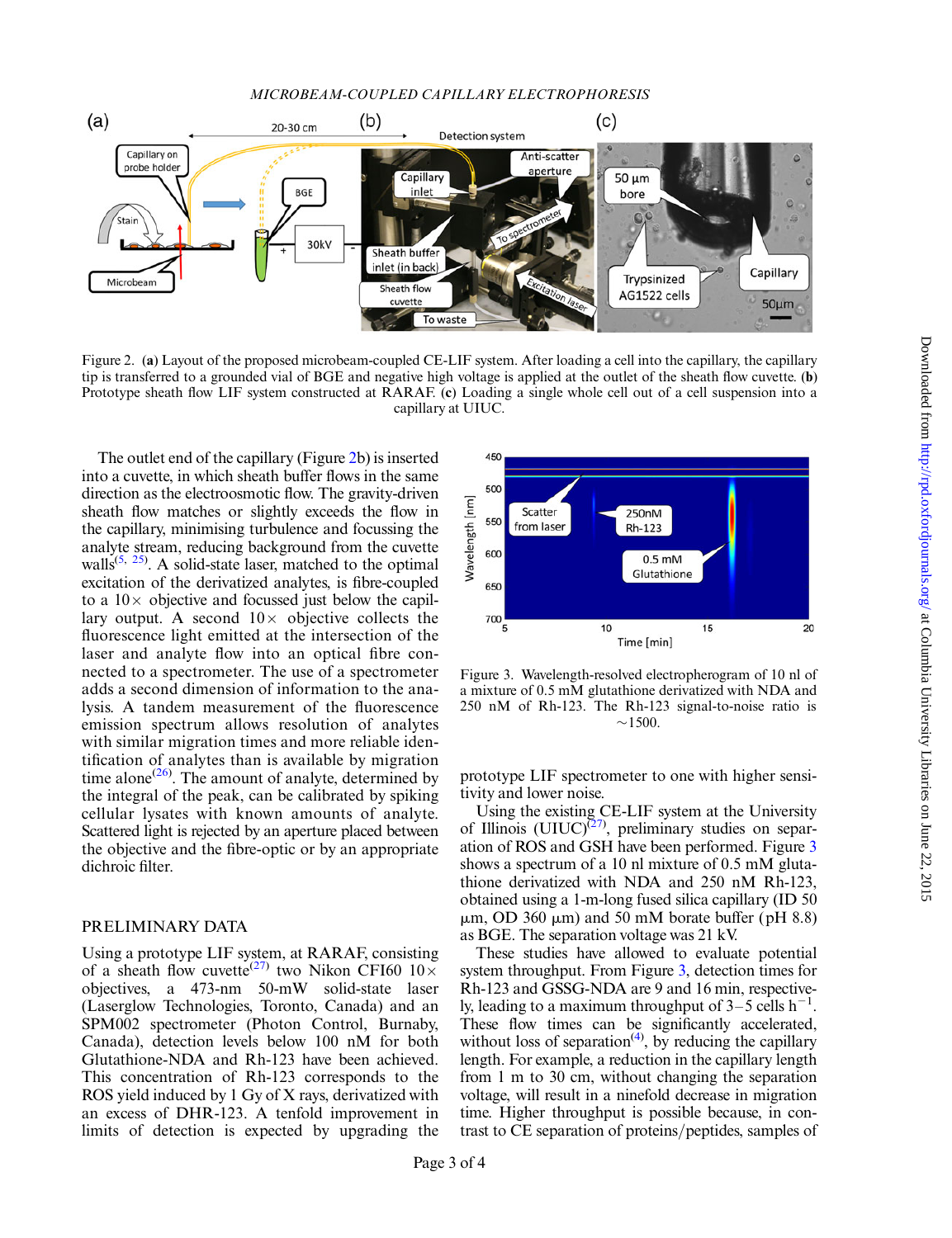Figure 2. (**a**) Layout of the proposed microbeam-coupled CE-LIF system. After loading a cell into the capillary, the capillary tip is transferred to a grounded vial of BGE and negative high voltage is applied at the outlet of the sheath flow cuvette. (**b**) Prototype sheath flow LIF system constructed at RARAF. (**c**) Loading a single whole cell out of a cell suspension into a capillary at UIUC.

The outlet end of the capillary (Figure 2b) is inserted into a cuvette, in which sheath buffer flows in the same direction as the electroosmotic flow. The gravity-driven sheath flow matches or slightly exceeds the flow in the capillary, minimising turbulence and focussing the analyte stream, reducing background from the cuvette walls[5, 25]. A solid-state laser, matched to the optimal excitation of the derivatized analytes, is fibre-coupled to a 10× objective and focussed just below the capillary output. A second 10× objective collects the fluorescence light emitted at the intersection of the laser and analyte flow into an optical fibre connected to a spectrometer. The use of a spectrometer adds a second dimension of information to the analysis. A tandem measurement of the fluorescence emission spectrum allows resolution of analytes with similar migration times and more reliable identification of analytes than is available by migration time alone[26]. The amount of analyte, determined by the integral of the peak, can be calibrated by spiking cellular lysates with known amounts of analyte. Scattered light is rejected by an aperture placed between the objective and the fibre-optic or by an appropriate dichroic filter.

## PRELIMINARY DATA

Using a prototype LIF system, at RARAF, consisting of a sheath flow cuvette[27] two Nikon CFI60 10× objectives, a 473-nm 50-mW solid-state laser (Laserglow Technologies, Toronto, Canada) and an SPM002 spectrometer (Photon Control, Burnaby, Canada), detection levels below 100 nM for both Glutathione-NDA and Rh-123 have been achieved. This concentration of Rh-123 corresponds to the ROS yield induced by 1 Gy of X rays, derivatized with an excess of DHR-123. A tenfold improvement in limits of detection is expected by upgrading the prototype LIF spectrometer to one with higher sensitivity and lower noise.

Figure 3. Wavelength-resolved electropherogram of 10 nl of a mixture of 0.5 mM glutathione derivatized with NDA and 250 nM of Rh-123. The Rh-123 signal-to-noise ratio is ~1500.

Using the existing CE-LIF system at the University of Illinois (UIUC)[27], preliminary studies on separation of ROS and GSH have been performed. Figure 3 shows a spectrum of a 10 nl mixture of 0.5 mM glutathione derivatized with NDA and 250 nM Rh-123, obtained using a 1-m-long fused silica capillary (ID 50 µm, OD 360 µm) and 50 mM borate buffer (pH 8.8) as BGE. The separation voltage was 21 kV.

These studies have allowed to evaluate potential system throughput. From Figure 3, detection times for Rh-123 and GSSG-NDA are 9 and 16 min, respectively, leading to a maximum throughput of 3–5 cells $h^{-1}$. These flow times can be significantly accelerated, without loss of separation[4], by reducing the capillary length. For example, a reduction in the capillary length from 1 m to 30 cm, without changing the separation voltage, will result in a ninefold decrease in migration time. Higher throughput is possible because, in contrast to CE separation of proteins/peptides, samples of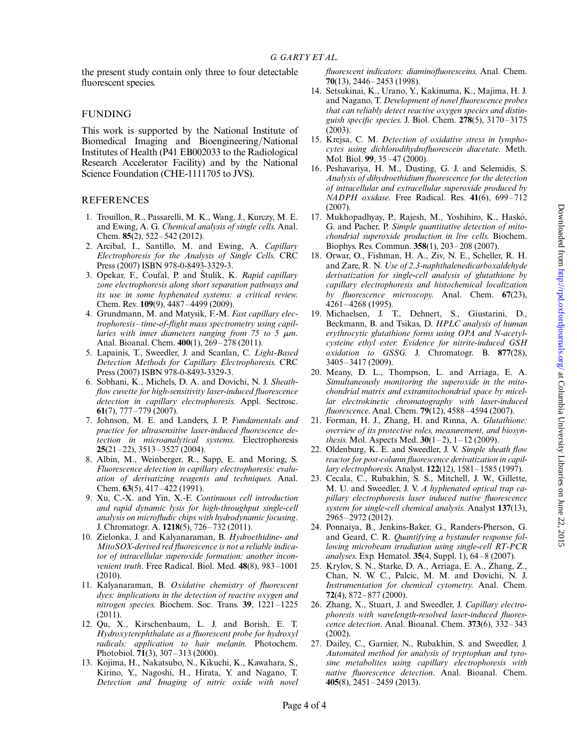the present study contain only three to four detectable fluorescent species.

## FUNDING

This work is supported by the National Institute of Biomedical Imaging and Bioengineering/National Institutes of Health (P41 EB002033 to the Radiological Research Accelerator Facility) and by the National Science Foundation (CHE-1111705 to JVS).

## REFERENCES

1. Trouillon, R., Passarelli, M. K., Wang, J., Kurczy, M. E. and Ewing, A. G. *Chemical analysis of single cells.* Anal. Chem. **85**(2), 522–542 (2012).
2. Arcibal, I., Santillo, M. and Ewing, A. *Capillary Electrophoresis for the Analysis of Single Cells.* CRC Press (2007) ISBN 978-0-8493-3329-3.
3. Opekar, F., Coufal, P. and Štulík, K. *Rapid capillary zone electrophoresis along short separation pathways and its use in some hyphenated systems: a critical review.* Chem. Rev. **109**(9), 4487–4499 (2009).
4. Grundmann, M. and Matysik, F.-M. *Fast capillary electrophoresis–time-of-flight mass spectrometry using capillaries with inner diameters ranging from 75 to 5 μm.* Anal. Bioanal. Chem. **400**(1), 269–278 (2011).
5. Lapainis, T., Sweedler, J. and Scanlan, C. *Light-Based Detection Methods for Capillary Electrophoresis.* CRC Press (2007) ISBN 978-0-8493-3329-3.
6. Sobhani, K., Michels, D. A. and Dovichi, N. J. *Sheath-flow cuvette for high-sensitivity laser-induced fluorescence detection in capillary electrophoresis.* Appl. Sectrosc. **61**(7), 777–779 (2007).
7. Johnson, M. E. and Landers, J. P. *Fundamentals and practice for ultrasensitive laser-induced fluorescence detection in microanalytical systems.* Electrophoresis **25**(21–22), 3513–3527 (2004).
8. Albin, M., Weinberger, R., Sapp, E. and Moring, S. *Fluorescence detection in capillary electrophoresis: evaluation of derivatizing reagents and techniques.* Anal. Chem. **63**(5), 417–422 (1991).
9. Xu, C.-X. and Yin, X.-F. *Continuous cell introduction and rapid dynamic lysis for high-throughput single-cell analysis on microfludic chips with hydrodynamic focusing.* J. Chromatogr. A. **1218**(5), 726–732 (2011).
10. Zielonka, J. and Kalyanaraman, B. *Hydroethidine- and MitoSOX-derived red fluorescence is not a reliable indicator of intracellular superoxide formation: another inconvenient truth.* Free Radical. Biol. Med. **48**(8), 983–1001 (2010).
11. Kalyanaraman, B. *Oxidative chemistry of fluorescent dyes: implications in the detection of reactive oxygen and nitrogen species.* Biochem. Soc. Trans. **39**, 1221–1225 (2011).
12. Qu, X., Kirschenbaum, L. J. and Borish, E. T. *Hydroxyterephthalate as a fluorescent probe for hydroxyl radicals: application to hair melanin.* Photochem. Photobiol. **71**(3), 307–313 (2000).
13. Kojima, H., Nakatsubo, N., Kikuchi, K., Kawahara, S., Kirino, Y., Nagoshi, H., Hirata, Y. and Nagano, T. *Detection and Imaging of nitric oxide with novel fluorescent indicators: diaminofluoresceins.* Anal. Chem. **70**(13), 2446–2453 (1998).
14. Setsukinai, K., Urano, Y., Kakinuma, K., Majima, H. J. and Nagano, T. *Development of novel fluorescence probes that can reliably detect reactive oxygen species and distinguish specific species.* J. Biol. Chem. **278**(5), 3170–3175 (2003).
15. Krejsa, C. M. *Detection of oxidative stress in lymphocytes using dichlorodihydrofluorescein diacetate.* Meth. Mol. Biol. **99**, 35–47 (2000).
16. Peshavariya, H. M., Dusting, G. J. and Selemidis, S. *Analysis of dihydroethidium fluorescence for the detection of intracellular and extracellular superoxide produced by NADPH oxidase.* Free Radical. Res. **41**(6), 699–712 (2007).
17. Mukhopadhyay, P., Rajesh, M., Yoshihiro, K., Haskó, G. and Pacher, P. *Simple quantitative detection of mitochondrial superoxide production in live cells.* Biochem. Biophys. Res. Commun. **358**(1), 203–208 (2007).
18. Orwar, O., Fishman, H. A., Ziv, N. E., Scheller, R. H. and Zare, R. N. *Use of 2,3-naphthalenedicarboxaldehyde derivatization for single-cell analysis of glutathione by capillary electrophoresis and histochemical localization by fluorescence microscopy.* Anal. Chem. **67**(23), 4261–4268 (1995).
19. Michaelsen, J. T., Dehnert, S., Giustarini, D., Beckmann, B. and Tsikas, D. *HPLC analysis of human erythrocytic glutathione forms using OPA and N-acetyl-cysteine ethyl ester: Evidence for nitrite-induced GSH oxidation to GSSG.* J. Chromatogr. B. **877**(28), 3405–3417 (2009).
20. Meany, D. L., Thompson, L. and Arriaga, E. A. *Simultaneously monitoring the superoxide in the mitochondrial matrix and extramitochondrial space by micellar electrokinetic chromatography with laser-induced fluorescence.* Anal. Chem. **79**(12), 4588–4594 (2007).
21. Forman, H. J., Zhang, H. and Rinna, A. *Glutathione: overview of its protective roles, measurement, and biosynthesis.* Mol. Aspects Med. **30**(1–2), 1–12 (2009).
22. Oldenburg, K. E. and Sweedler, J. V. *Simple sheath flow reactor for post-column fluorescence derivatization in capillary electrophoresis.* Analyst. **122**(12), 1581–1585 (1997).
23. Cecala, C., Rubakhin, S. S., Mitchell, J. W., Gillette, M. U. and Sweedler, J. V. *A hyphenated optical trap capillary electrophoresis laser induced native fluorescence system for single-cell chemical analysis.* Analyst **137**(13), 2965–2972 (2012).
24. Ponnaiya, B., Jenkins-Baker, G., Randers-Pherson, G. and Geard, C. R. *Quantifying a bystander response following microbeam irradiation using single-cell RT-PCR analyses.* Exp. Hematol. **35**(4, Suppl. 1), 64–8 (2007).
25. Krylov, S. N., Starke, D. A., Arriaga, E. A., Zhang, Z., Chan, N. W. C., Palcic, M. M. and Dovichi, N. J. *Instrumentation for chemical cytometry.* Anal. Chem. **72**(4), 872–877 (2000).
26. Zhang, X., Stuart, J. and Sweedler, J. *Capillary electrophoresis with wavelength-resolved laser-induced fluorescence detection.* Anal. Bioanal. Chem. **373**(6), 332–343 (2002).
27. Dailey, C., Garnier, N., Rubakhin, S. and Sweedler, J. *Automated method for analysis of tryptophan and tyrosine metabolites using capillary electrophoresis with native fluorescence detection.* Anal. Bioanal. Chem. **405**(8), 2451–2459 (2013).